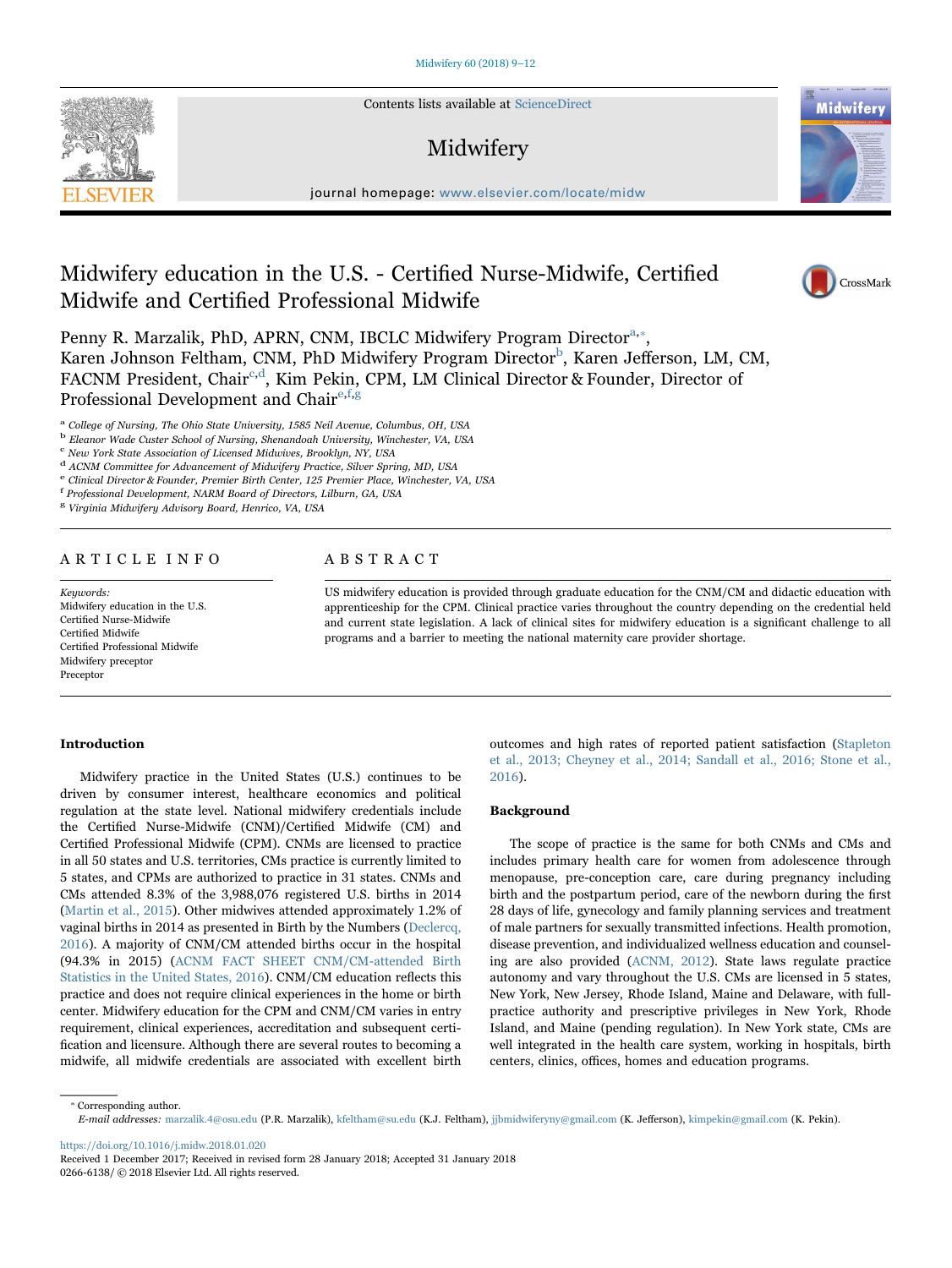# Midwifery education in the U.S. - Certified Nurse-Midwife, Certified Midwife and Certified Professional Midwife

Penny R. Marzalik, PhD, APRN, CNM, IBCLC Midwifery Program Director[a,*], Karen Johnson Feltham, CNM, PhD Midwifery Program Director[b], Karen Jefferson, LM, CM, FACNM President, Chair[c,d], Kim Pekin, CPM, LM Clinical Director & Founder, Director of Professional Development and Chair[e,f,g]

[a] College of Nursing, The Ohio State University, 1585 Neil Avenue, Columbus, OH, USA
[b] Eleanor Wade Custer School of Nursing, Shenandoah University, Winchester, VA, USA
[c] New York State Association of Licensed Midwives, Brooklyn, NY, USA
[d] ACNM Committee for Advancement of Midwifery Practice, Silver Spring, MD, USA
[e] Clinical Director & Founder, Premier Birth Center, 125 Premier Place, Winchester, VA, USA
[f] Professional Development, NARM Board of Directors, Lilburn, GA, USA
[g] Virginia Midwifery Advisory Board, Henrico, VA, USA

## ARTICLE INFO

*Keywords:*
Midwifery education in the U.S.
Certified Nurse-Midwife
Certified Midwife
Certified Professional Midwife
Midwifery preceptor
Preceptor

## ABSTRACT

US midwifery education is provided through graduate education for the CNM/CM and didactic education with apprenticeship for the CPM. Clinical practice varies throughout the country depending on the credential held and current state legislation. A lack of clinical sites for midwifery education is a significant challenge to all programs and a barrier to meeting the national maternity care provider shortage.

## Introduction

Midwifery practice in the United States (U.S.) continues to be driven by consumer interest, healthcare economics and political regulation at the state level. National midwifery credentials include the Certified Nurse-Midwife (CNM)/Certified Midwife (CM) and Certified Professional Midwife (CPM). CNMs are licensed to practice in all 50 states and U.S. territories, CMs practice is currently limited to 5 states, and CPMs are authorized to practice in 31 states. CNMs and CMs attended 8.3% of the 3,988,076 registered U.S. births in 2014 (Martin et al., 2015). Other midwives attended approximately 1.2% of vaginal births in 2014 as presented in Birth by the Numbers (Declercq, 2016). A majority of CNM/CM attended births occur in the hospital (94.3% in 2015) (ACNM FACT SHEET CNM/CM-attended Birth Statistics in the United States, 2016). CNM/CM education reflects this practice and does not require clinical experiences in the home or birth center. Midwifery education for the CPM and CNM/CM varies in entry requirement, clinical experiences, accreditation and subsequent certification and licensure. Although there are several routes to becoming a midwife, all midwife credentials are associated with excellent birth outcomes and high rates of reported patient satisfaction (Stapleton et al., 2013; Cheyney et al., 2014; Sandall et al., 2016; Stone et al., 2016).

## Background

The scope of practice is the same for both CNMs and CMs and includes primary health care for women from adolescence through menopause, pre-conception care, care during pregnancy including birth and the postpartum period, care of the newborn during the first 28 days of life, gynecology and family planning services and treatment of male partners for sexually transmitted infections. Health promotion, disease prevention, and individualized wellness education and counseling are also provided (ACNM, 2012). State laws regulate practice autonomy and vary throughout the U.S. CMs are licensed in 5 states, New York, New Jersey, Rhode Island, Maine and Delaware, with full-practice authority and prescriptive privileges in New York, Rhode Island, and Maine (pending regulation). In New York state, CMs are well integrated in the health care system, working in hospitals, birth centers, clinics, offices, homes and education programs.

---

* Corresponding author.
*E-mail addresses:* marzalik.4@osu.edu (P.R. Marzalik), kfeltham@su.edu (K.J. Feltham), jjbmidwiferyny@gmail.com (K. Jefferson), kimpekin@gmail.com (K. Pekin).

https://doi.org/10.1016/j.midw.2018.01.020
Received 1 December 2017; Received in revised form 28 January 2018; Accepted 31 January 2018
0266-6138/ © 2018 Elsevier Ltd. All rights reserved.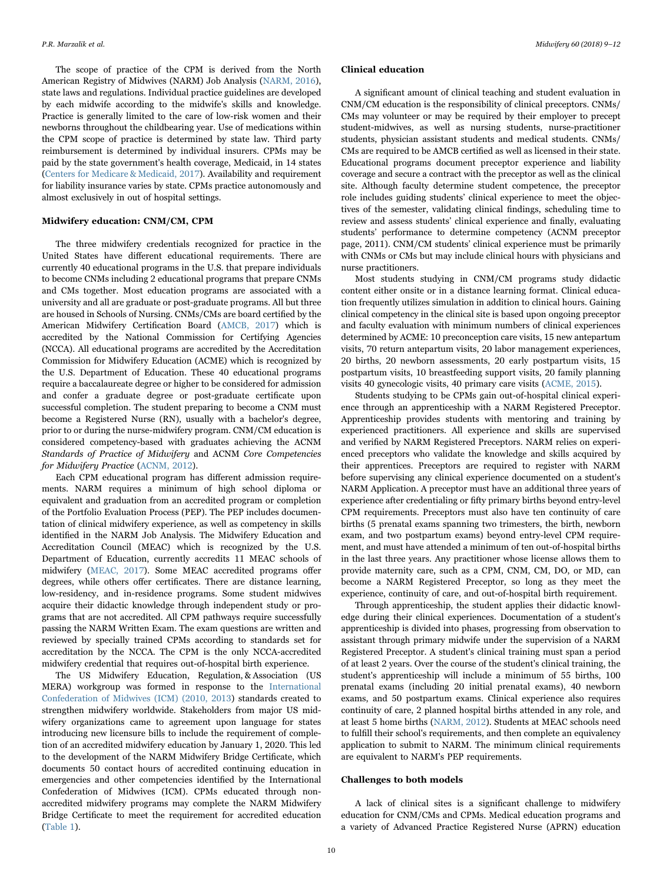The scope of practice of the CPM is derived from the North American Registry of Midwives (NARM) Job Analysis (NARM, 2016), state laws and regulations. Individual practice guidelines are developed by each midwife according to the midwife's skills and knowledge. Practice is generally limited to the care of low-risk women and their newborns throughout the childbearing year. Use of medications within the CPM scope of practice is determined by state law. Third party reimbursement is determined by individual insurers. CPMs may be paid by the state government's health coverage, Medicaid, in 14 states (Centers for Medicare & Medicaid, 2017). Availability and requirement for liability insurance varies by state. CPMs practice autonomously and almost exclusively in out of hospital settings.

## Midwifery education: CNM/CM, CPM

The three midwifery credentials recognized for practice in the United States have different educational requirements. There are currently 40 educational programs in the U.S. that prepare individuals to become CNMs including 2 educational programs that prepare CNMs and CMs together. Most education programs are associated with a university and all are graduate or post-graduate programs. All but three are housed in Schools of Nursing. CNMs/CMs are board certified by the American Midwifery Certification Board (AMCB, 2017) which is accredited by the National Commission for Certifying Agencies (NCCA). All educational programs are accredited by the Accreditation Commission for Midwifery Education (ACME) which is recognized by the U.S. Department of Education. These 40 educational programs require a baccalaureate degree or higher to be considered for admission and confer a graduate degree or post-graduate certificate upon successful completion. The student preparing to become a CNM must become a Registered Nurse (RN), usually with a bachelor's degree, prior to or during the nurse-midwifery program. CNM/CM education is considered competency-based with graduates achieving the ACNM *Standards of Practice of Midwifery* and ACNM *Core Competencies for Midwifery Practice* (ACNM, 2012).

Each CPM educational program has different admission requirements. NARM requires a minimum of high school diploma or equivalent and graduation from an accredited program or completion of the Portfolio Evaluation Process (PEP). The PEP includes documentation of clinical midwifery experience, as well as competency in skills identified in the NARM Job Analysis. The Midwifery Education and Accreditation Council (MEAC) which is recognized by the U.S. Department of Education, currently accredits 11 MEAC schools of midwifery (MEAC, 2017). Some MEAC accredited programs offer degrees, while others offer certificates. There are distance learning, low-residency, and in-residence programs. Some student midwives acquire their didactic knowledge through independent study or programs that are not accredited. All CPM pathways require successfully passing the NARM Written Exam. The exam questions are written and reviewed by specially trained CPMs according to standards set for accreditation by the NCCA. The CPM is the only NCCA-accredited midwifery credential that requires out-of-hospital birth experience.

The US Midwifery Education, Regulation, & Association (US MERA) workgroup was formed in response to the International Confederation of Midwives (ICM) (2010, 2013) standards created to strengthen midwifery worldwide. Stakeholders from major US midwifery organizations came to agreement upon language for states introducing new licensure bills to include the requirement of completion of an accredited midwifery education by January 1, 2020. This led to the development of the NARM Midwifery Bridge Certificate, which documents 50 contact hours of accredited continuing education in emergencies and other competencies identified by the International Confederation of Midwives (ICM). CPMs educated through non-accredited midwifery programs may complete the NARM Midwifery Bridge Certificate to meet the requirement for accredited education (Table 1).

## Clinical education

A significant amount of clinical teaching and student evaluation in CNM/CM education is the responsibility of clinical preceptors. CNMs/CMs may volunteer or may be required by their employer to precept student-midwives, as well as nursing students, nurse-practitioner students, physician assistant students and medical students. CNMs/CMs are required to be AMCB certified as well as licensed in their state. Educational programs document preceptor experience and liability coverage and secure a contract with the preceptor as well as the clinical site. Although faculty determine student competence, the preceptor role includes guiding students' clinical experience to meet the objectives of the semester, validating clinical findings, scheduling time to review and assess students' clinical experience and finally, evaluating students' performance to determine competency (ACNM preceptor page, 2011). CNM/CM students' clinical experience must be primarily with CNMs or CMs but may include clinical hours with physicians and nurse practitioners.

Most students studying in CNM/CM programs study didactic content either onsite or in a distance learning format. Clinical education frequently utilizes simulation in addition to clinical hours. Gaining clinical competency in the clinical site is based upon ongoing preceptor and faculty evaluation with minimum numbers of clinical experiences determined by ACME: 10 preconception care visits, 15 new antepartum visits, 70 return antepartum visits, 20 labor management experiences, 20 births, 20 newborn assessments, 20 early postpartum visits, 15 postpartum visits, 10 breastfeeding support visits, 20 family planning visits 40 gynecologic visits, 40 primary care visits (ACME, 2015).

Students studying to be CPMs gain out-of-hospital clinical experience through an apprenticeship with a NARM Registered Preceptor. Apprenticeship provides students with mentoring and training by experienced practitioners. All experience and skills are supervised and verified by NARM Registered Preceptors. NARM relies on experienced preceptors who validate the knowledge and skills acquired by their apprentices. Preceptors are required to register with NARM before supervising any clinical experience documented on a student's NARM Application. A preceptor must have an additional three years of experience after credentialing or fifty primary births beyond entry-level CPM requirements. Preceptors must also have ten continuity of care births (5 prenatal exams spanning two trimesters, the birth, newborn exam, and two postpartum exams) beyond entry-level CPM requirement, and must have attended a minimum of ten out-of-hospital births in the last three years. Any practitioner whose license allows them to provide maternity care, such as a CPM, CNM, CM, DO, or MD, can become a NARM Registered Preceptor, so long as they meet the experience, continuity of care, and out-of-hospital birth requirement.

Through apprenticeship, the student applies their didactic knowledge during their clinical experiences. Documentation of a student's apprenticeship is divided into phases, progressing from observation to assistant through primary midwife under the supervision of a NARM Registered Preceptor. A student's clinical training must span a period of at least 2 years. Over the course of the student's clinical training, the student's apprenticeship will include a minimum of 55 births, 100 prenatal exams (including 20 initial prenatal exams), 40 newborn exams, and 50 postpartum exams. Clinical experience also requires continuity of care, 2 planned hospital births attended in any role, and at least 5 home births (NARM, 2012). Students at MEAC schools need to fulfill their school's requirements, and then complete an equivalency application to submit to NARM. The minimum clinical requirements are equivalent to NARM's PEP requirements.

## Challenges to both models

A lack of clinical sites is a significant challenge to midwifery education for CNM/CMs and CPMs. Medical education programs and a variety of Advanced Practice Registered Nurse (APRN) education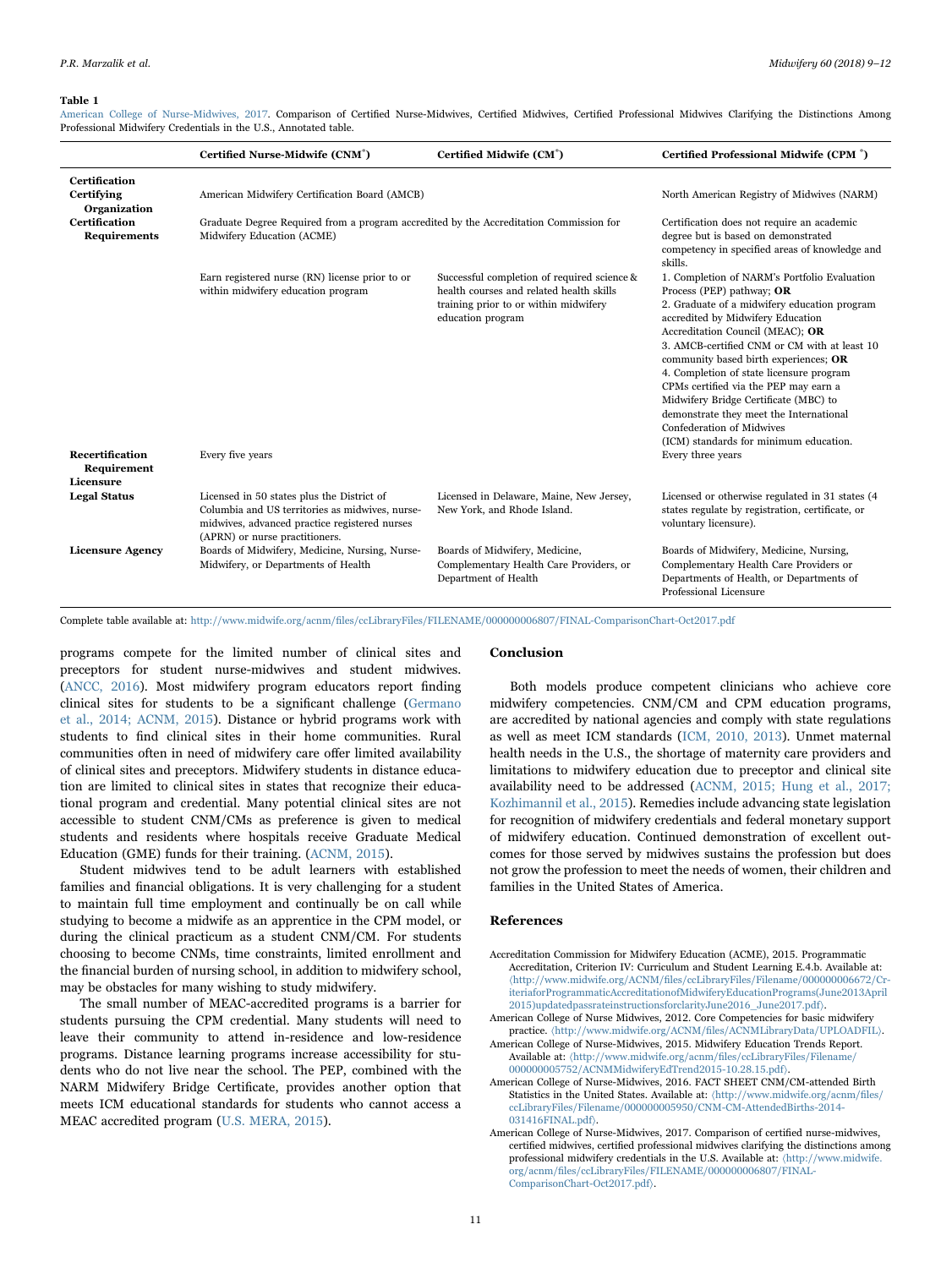**Table 1**

American College of Nurse-Midwives, 2017. Comparison of Certified Nurse-Midwives, Certified Midwives, Certified Professional Midwives Clarifying the Distinctions Among Professional Midwifery Credentials in the U.S., Annotated table.

| | Certified Nurse-Midwife (CNM®) | Certified Midwife (CM®) | Certified Professional Midwife (CPM ®) |
|---|---|---|---|
| **Certification** | | | |
| **Certifying Organization** | American Midwifery Certification Board (AMCB) | | North American Registry of Midwives (NARM) |
| **Certification Requirements** | Graduate Degree Required from a program accredited by the Accreditation Commission for Midwifery Education (ACME) | | Certification does not require an academic degree but is based on demonstrated competency in specified areas of knowledge and skills. |
| | Earn registered nurse (RN) license prior to or within midwifery education program | Successful completion of required science & health courses and related health skills training prior to or within midwifery education program | 1. Completion of NARM's Portfolio Evaluation Process (PEP) pathway; **OR** 2. Graduate of a midwifery education program accredited by Midwifery Education Accreditation Council (MEAC); **OR** 3. AMCB-certified CNM or CM with at least 10 community based birth experiences; **OR** 4. Completion of state licensure program CPMs certified via the PEP may earn a Midwifery Bridge Certificate (MBC) to demonstrate they meet the International Confederation of Midwives (ICM) standards for minimum education. |
| **Recertification Requirement** | Every five years | | Every three years |
| **Licensure** | | | |
| **Legal Status** | Licensed in 50 states plus the District of Columbia and US territories as midwives, nurse-midwives, advanced practice registered nurses (APRN) or nurse practitioners. | Licensed in Delaware, Maine, New Jersey, New York, and Rhode Island. | Licensed or otherwise regulated in 31 states (4 states regulate by registration, certificate, or voluntary licensure). |
| **Licensure Agency** | Boards of Midwifery, Medicine, Nursing, Nurse-Midwifery, or Departments of Health | Boards of Midwifery, Medicine, Complementary Health Care Providers, or Department of Health | Boards of Midwifery, Medicine, Nursing, Complementary Health Care Providers or Departments of Health, or Departments of Professional Licensure |

Complete table available at: http://www.midwife.org/acnm/files/ccLibraryFiles/FILENAME/000000006807/FINAL-ComparisonChart-Oct2017.pdf

programs compete for the limited number of clinical sites and preceptors for student nurse-midwives and student midwives. (ANCC, 2016). Most midwifery program educators report finding clinical sites for students to be a significant challenge (Germano et al., 2014; ACNM, 2015). Distance or hybrid programs work with students to find clinical sites in their home communities. Rural communities often in need of midwifery care offer limited availability of clinical sites and preceptors. Midwifery students in distance education are limited to clinical sites in states that recognize their educational program and credential. Many potential clinical sites are not accessible to student CNM/CMs as preference is given to medical students and residents where hospitals receive Graduate Medical Education (GME) funds for their training. (ACNM, 2015).

Student midwives tend to be adult learners with established families and financial obligations. It is very challenging for a student to maintain full time employment and continually be on call while studying to become a midwife as an apprentice in the CPM model, or during the clinical practicum as a student CNM/CM. For students choosing to become CNMs, time constraints, limited enrollment and the financial burden of nursing school, in addition to midwifery school, may be obstacles for many wishing to study midwifery.

The small number of MEAC-accredited programs is a barrier for students pursuing the CPM credential. Many students will need to leave their community to attend in-residence and low-residence programs. Distance learning programs increase accessibility for students who do not live near the school. The PEP, combined with the NARM Midwifery Bridge Certificate, provides another option that meets ICM educational standards for students who cannot access a MEAC accredited program (U.S. MERA, 2015).

## Conclusion

Both models produce competent clinicians who achieve core midwifery competencies. CNM/CM and CPM education programs, are accredited by national agencies and comply with state regulations as well as meet ICM standards (ICM, 2010, 2013). Unmet maternal health needs in the U.S., the shortage of maternity care providers and limitations to midwifery education due to preceptor and clinical site availability need to be addressed (ACNM, 2015; Hung et al., 2017; Kozhimannil et al., 2015). Remedies include advancing state legislation for recognition of midwifery credentials and federal monetary support of midwifery education. Continued demonstration of excellent outcomes for those served by midwives sustains the profession but does not grow the profession to meet the needs of women, their children and families in the United States of America.

## References

Accreditation Commission for Midwifery Education (ACME), 2015. Programmatic Accreditation, Criterion IV: Curriculum and Student Learning E.4.b. Available at: ⟨http://www.midwife.org/ACNM/files/ccLibraryFiles/Filename/000000006672/CriteriaforProgrammaticAccreditationofMidwiferyEducationPrograms(June2013April2015)updatedpassrateinstructionsforclarityJune2016_June2017.pdf⟩.

American College of Nurse Midwives, 2012. Core Competencies for basic midwifery practice. ⟨http://www.midwife.org/ACNM/files/ACNMLibraryData/UPLOADFIL⟩.

American College of Nurse-Midwives, 2015. Midwifery Education Trends Report. Available at: ⟨http://www.midwife.org/acnm/files/ccLibraryFiles/Filename/000000005752/ACNMMidwiferyEdTrend2015-10.28.15.pdf⟩.

American College of Nurse-Midwives, 2016. FACT SHEET CNM/CM-attended Birth Statistics in the United States. Available at: ⟨http://www.midwife.org/acnm/files/ccLibraryFiles/Filename/000000005950/CNM-CM-AttendedBirths-2014-031416FINAL.pdf⟩.

American College of Nurse-Midwives, 2017. Comparison of certified nurse-midwives, certified midwives, certified professional midwives clarifying the distinctions among professional midwifery credentials in the U.S. Available at: ⟨http://www.midwife.org/acnm/files/ccLibraryFiles/FILENAME/000000006807/FINAL-ComparisonChart-Oct2017.pdf⟩.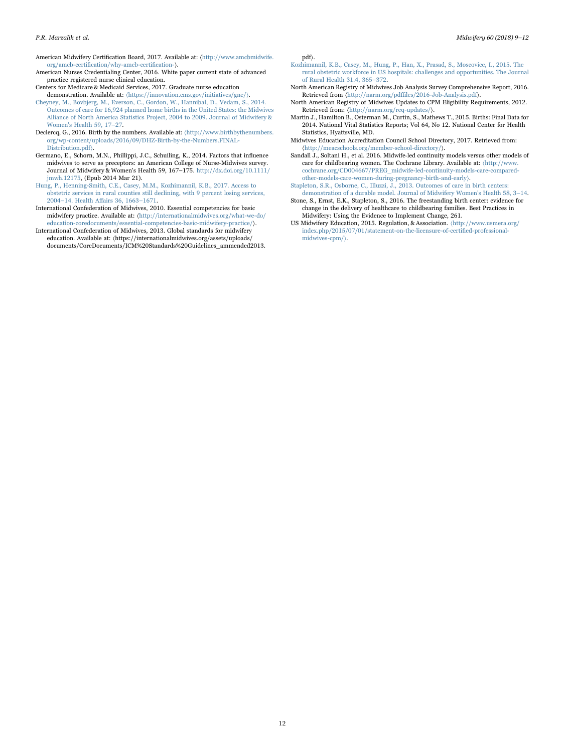American Midwifery Certification Board, 2017. Available at: ⟨http://www.amcbmidwife.org/amcb-certification/why-amcb-certification-⟩.

American Nurses Credentialing Center, 2016. White paper current state of advanced practice registered nurse clinical education.

Centers for Medicare & Medicaid Services, 2017. Graduate nurse education demonstration. Available at: ⟨https://innovation.cms.gov/initiatives/gne/⟩.

Cheyney, M., Bovbjerg, M., Everson, C., Gordon, W., Hannibal, D., Vedam, S., 2014. Outcomes of care for 16,924 planned home births in the United States: the Midwives Alliance of North America Statistics Project, 2004 to 2009. Journal of Midwifery & Women's Health 59, 17–27.

Declercq, G., 2016. Birth by the numbers. Available at: ⟨http://www.birthbythenumbers.org/wp-content/uploads/2016/09/DHZ-Birth-by-the-Numbers.FINAL-Distribution.pdf⟩.

Germano, E., Schorn, M.N., Phillippi, J.C., Schuiling, K., 2014. Factors that influence midwives to serve as preceptors: an American College of Nurse-Midwives survey. Journal of Midwifery & Women's Health 59, 167–175. http://dx.doi.org/10.1111/jmwh.12175, (Epub 2014 Mar 21).

Hung, P., Henning-Smith, C.E., Casey, M.M., Kozhimannil, K.B., 2017. Access to obstetric services in rural counties still declining, with 9 percent losing services, 2004–14. Health Affairs 36, 1663–1671.

International Confederation of Midwives, 2010. Essential competencies for basic midwifery practice. Available at: ⟨http://internationalmidwives.org/what-we-do/education-coredocuments/essential-competencies-basic-midwifery-practice/⟩.

International Confederation of Midwives, 2013. Global standards for midwifery education. Available at: ⟨https://internationalmidwives.org/assets/uploads/documents/CoreDocuments/ICM%20Standards%20Guidelines_ammended2013.pdf⟩.

Kozhimannil, K.B., Casey, M., Hung, P., Han, X., Prasad, S., Moscovice, I., 2015. The rural obstetric workforce in US hospitals: challenges and opportunities. The Journal of Rural Health 31.4, 365–372.

North American Registry of Midwives Job Analysis Survey Comprehensive Report, 2016. Retrieved from ⟨http://narm.org/pdffiles/2016-Job-Analysis.pdf⟩.

North American Registry of Midwives Updates to CPM Eligibility Requirements, 2012. Retrieved from: ⟨http://narm.org/req-updates/⟩.

Martin J., Hamilton B., Osterman M., Curtin, S., Mathews T., 2015. Births: Final Data for 2014. National Vital Statistics Reports; Vol 64, No 12. National Center for Health Statistics, Hyattsville, MD.

Midwives Education Accreditation Council School Directory, 2017. Retrieved from: ⟨http://meacschools.org/member-school-directory/⟩.

Sandall J., Soltani H., et al. 2016. Midwife-led continuity models versus other models of care for childbearing women. The Cochrane Library. Available at: ⟨http://www.cochrane.org/CD004667/PREG_midwife-led-continuity-models-care-compared-other-models-care-women-during-pregnancy-birth-and-early⟩.

Stapleton, S.R., Osborne, C., Illuzzi, J., 2013. Outcomes of care in birth centers: demonstration of a durable model. Journal of Midwifery Women's Health 58, 3–14.

Stone, S., Ernst, E.K., Stapleton, S., 2016. The freestanding birth center: evidence for change in the delivery of healthcare to childbearing families. Best Practices in Midwifery: Using the Evidence to Implement Change, 261.

US Midwifery Education, 2015. Regulation, & Association. ⟨http://www.usmera.org/index.php/2015/07/01/statement-on-the-licensure-of-certified-professional-midwives-cpm/⟩.